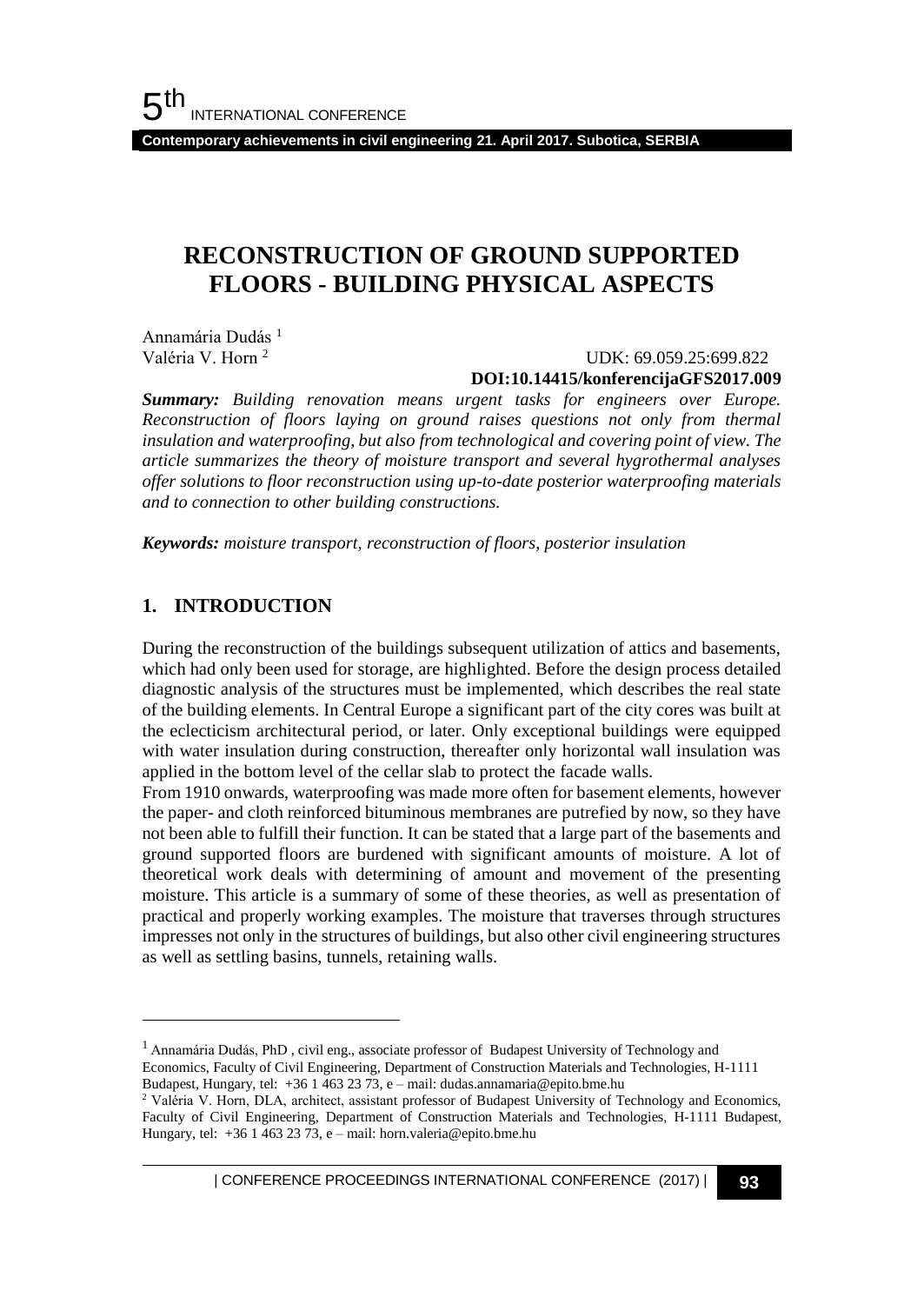# RECONSTRUCTION OF GROUND SUPPORTED FLOORS - BUILDING PHYSICAL ASPECTS

Annamária Dudás [1]
Valéria V. Horn [2]

UDK: 69.059.25:699.822
**DOI:10.14415/konferencijaGFS2017.009**

***Summary:*** *Building renovation means urgent tasks for engineers over Europe. Reconstruction of floors laying on ground raises questions not only from thermal insulation and waterproofing, but also from technological and covering point of view. The article summarizes the theory of moisture transport and several hygrothermal analyses offer solutions to floor reconstruction using up-to-date posterior waterproofing materials and to connection to other building constructions.*

***Keywords:*** *moisture transport, reconstruction of floors, posterior insulation*

## 1. INTRODUCTION

During the reconstruction of the buildings subsequent utilization of attics and basements, which had only been used for storage, are highlighted. Before the design process detailed diagnostic analysis of the structures must be implemented, which describes the real state of the building elements. In Central Europe a significant part of the city cores was built at the eclecticism architectural period, or later. Only exceptional buildings were equipped with water insulation during construction, thereafter only horizontal wall insulation was applied in the bottom level of the cellar slab to protect the facade walls.

From 1910 onwards, waterproofing was made more often for basement elements, however the paper- and cloth reinforced bituminous membranes are putrefied by now, so they have not been able to fulfill their function. It can be stated that a large part of the basements and ground supported floors are burdened with significant amounts of moisture. A lot of theoretical work deals with determining of amount and movement of the presenting moisture. This article is a summary of some of these theories, as well as presentation of practical and properly working examples. The moisture that traverses through structures impresses not only in the structures of buildings, but also other civil engineering structures as well as settling basins, tunnels, retaining walls.

---

[1] Annamária Dudás, PhD , civil eng., associate professor of Budapest University of Technology and Economics, Faculty of Civil Engineering, Department of Construction Materials and Technologies, H-1111 Budapest, Hungary, tel: +36 1 463 23 73, e – mail: dudas.annamaria@epito.bme.hu

[2] Valéria V. Horn, DLA, architect, assistant professor of Budapest University of Technology and Economics, Faculty of Civil Engineering, Department of Construction Materials and Technologies, H-1111 Budapest, Hungary, tel: +36 1 463 23 73, e – mail: horn.valeria@epito.bme.hu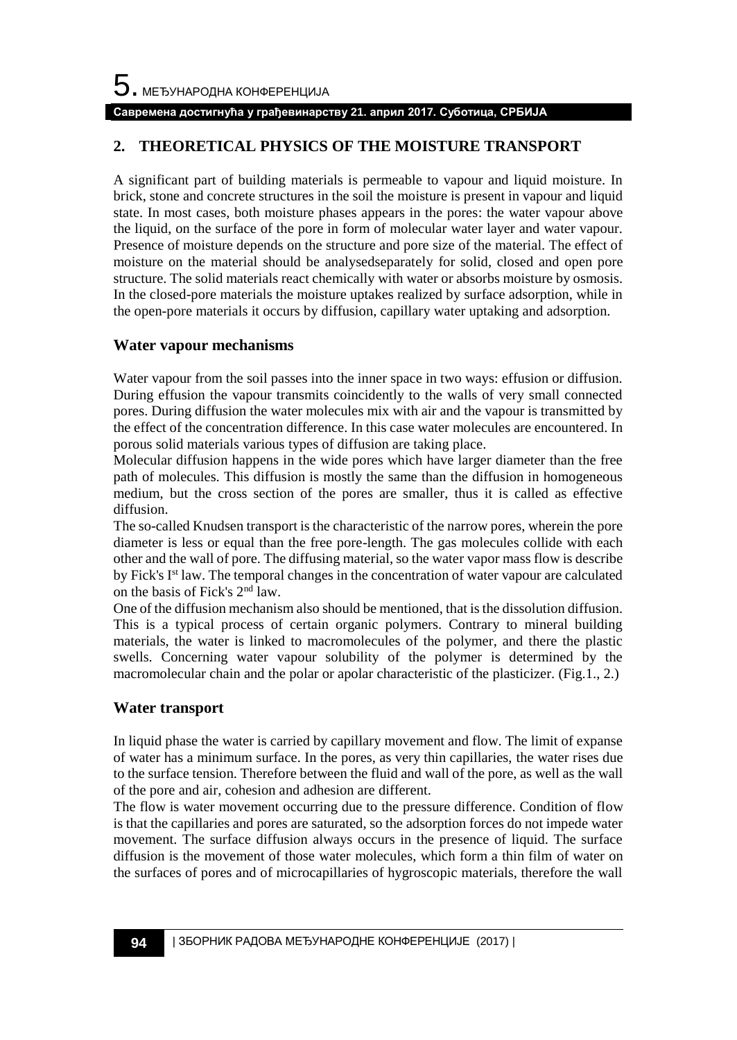## 2. THEORETICAL PHYSICS OF THE MOISTURE TRANSPORT

A significant part of building materials is permeable to vapour and liquid moisture. In brick, stone and concrete structures in the soil the moisture is present in vapour and liquid state. In most cases, both moisture phases appears in the pores: the water vapour above the liquid, on the surface of the pore in form of molecular water layer and water vapour. Presence of moisture depends on the structure and pore size of the material. The effect of moisture on the material should be analysedseparately for solid, closed and open pore structure. The solid materials react chemically with water or absorbs moisture by osmosis. In the closed-pore materials the moisture uptakes realized by surface adsorption, while in the open-pore materials it occurs by diffusion, capillary water uptaking and adsorption.

### Water vapour mechanisms

Water vapour from the soil passes into the inner space in two ways: effusion or diffusion. During effusion the vapour transmits coincidently to the walls of very small connected pores. During diffusion the water molecules mix with air and the vapour is transmitted by the effect of the concentration difference. In this case water molecules are encountered. In porous solid materials various types of diffusion are taking place.

Molecular diffusion happens in the wide pores which have larger diameter than the free path of molecules. This diffusion is mostly the same than the diffusion in homogeneous medium, but the cross section of the pores are smaller, thus it is called as effective diffusion.

The so-called Knudsen transport is the characteristic of the narrow pores, wherein the pore diameter is less or equal than the free pore-length. The gas molecules collide with each other and the wall of pore. The diffusing material, so the water vapor mass flow is describe by Fick's I$^{st}$ law. The temporal changes in the concentration of water vapour are calculated on the basis of Fick's 2$^{nd}$ law.

One of the diffusion mechanism also should be mentioned, that is the dissolution diffusion. This is a typical process of certain organic polymers. Contrary to mineral building materials, the water is linked to macromolecules of the polymer, and there the plastic swells. Concerning water vapour solubility of the polymer is determined by the macromolecular chain and the polar or apolar characteristic of the plasticizer. (Fig.1., 2.)

### Water transport

In liquid phase the water is carried by capillary movement and flow. The limit of expanse of water has a minimum surface. In the pores, as very thin capillaries, the water rises due to the surface tension. Therefore between the fluid and wall of the pore, as well as the wall of the pore and air, cohesion and adhesion are different.

The flow is water movement occurring due to the pressure difference. Condition of flow is that the capillaries and pores are saturated, so the adsorption forces do not impede water movement. The surface diffusion always occurs in the presence of liquid. The surface diffusion is the movement of those water molecules, which form a thin film of water on the surfaces of pores and of microcapillaries of hygroscopic materials, therefore the wall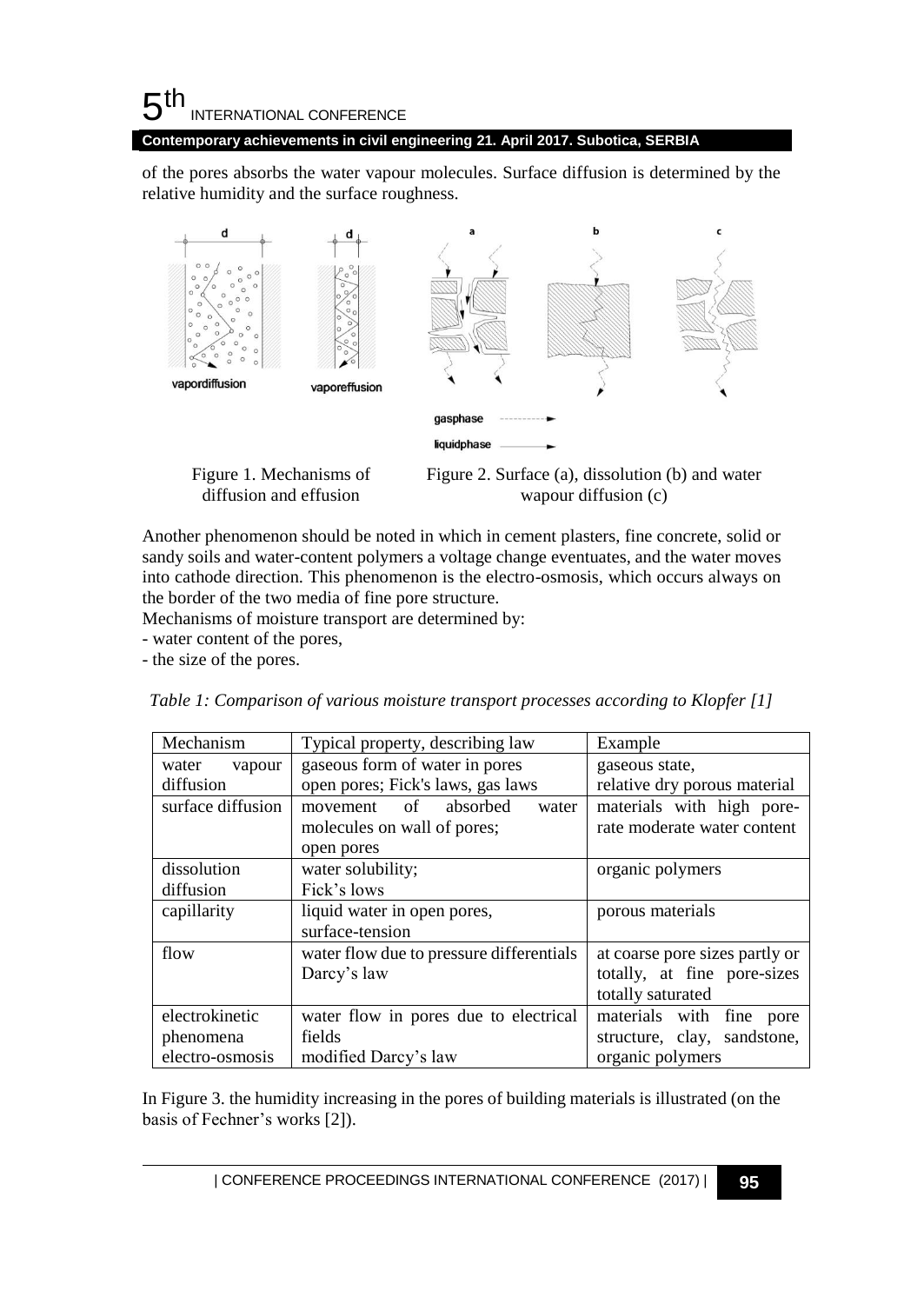of the pores absorbs the water vapour molecules. Surface diffusion is determined by the relative humidity and the surface roughness.

Figure 1. Mechanisms of diffusion and effusion

Figure 2. Surface (a), dissolution (b) and water wapour diffusion (c)

Another phenomenon should be noted in which in cement plasters, fine concrete, solid or sandy soils and water-content polymers a voltage change eventuates, and the water moves into cathode direction. This phenomenon is the electro-osmosis, which occurs always on the border of the two media of fine pore structure.

Mechanisms of moisture transport are determined by:

- water content of the pores,
- the size of the pores.

*Table 1: Comparison of various moisture transport processes according to Klopfer [1]*

| Mechanism | Typical property, describing law | Example |
|---|---|---|
| water vapour diffusion | gaseous form of water in pores open pores; Fick's laws, gas laws | gaseous state, relative dry porous material |
| surface diffusion | movement of absorbed water molecules on wall of pores; open pores | materials with high pore-rate moderate water content |
| dissolution diffusion | water solubility; Fick's lows | organic polymers |
| capillarity | liquid water in open pores, surface-tension | porous materials |
| flow | water flow due to pressure differentials Darcy's law | at coarse pore sizes partly or totally, at fine pore-sizes totally saturated |
| electrokinetic phenomena electro-osmosis | water flow in pores due to electrical fields modified Darcy's law | materials with fine pore structure, clay, sandstone, organic polymers |

In Figure 3. the humidity increasing in the pores of building materials is illustrated (on the basis of Fechner's works [2]).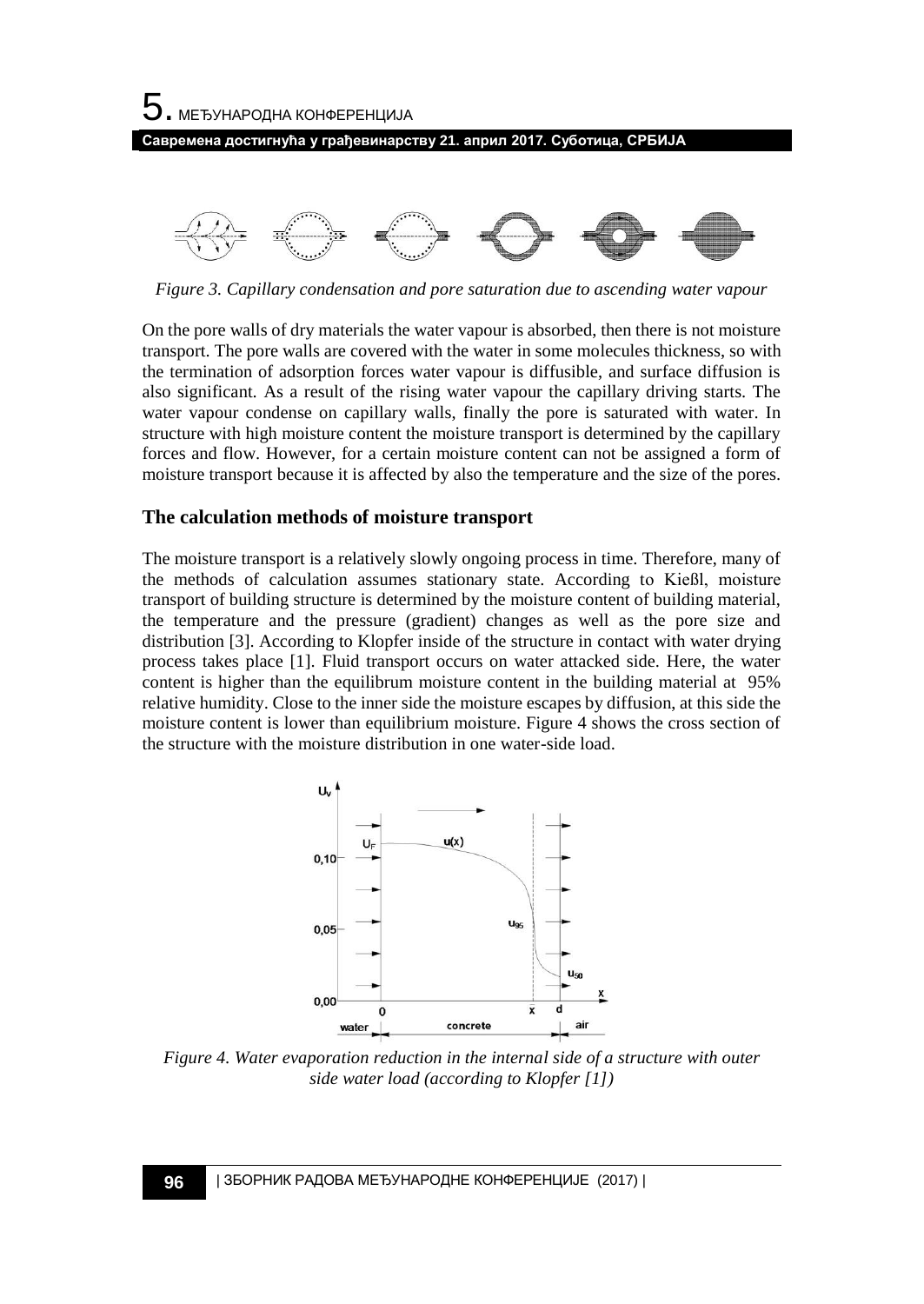*Figure 3. Capillary condensation and pore saturation due to ascending water vapour*

On the pore walls of dry materials the water vapour is absorbed, then there is not moisture transport. The pore walls are covered with the water in some molecules thickness, so with the termination of adsorption forces water vapour is diffusible, and surface diffusion is also significant. As a result of the rising water vapour the capillary driving starts. The water vapour condense on capillary walls, finally the pore is saturated with water. In structure with high moisture content the moisture transport is determined by the capillary forces and flow. However, for a certain moisture content can not be assigned a form of moisture transport because it is affected by also the temperature and the size of the pores.

## The calculation methods of moisture transport

The moisture transport is a relatively slowly ongoing process in time. Therefore, many of the methods of calculation assumes stationary state. According to Kießl, moisture transport of building structure is determined by the moisture content of building material, the temperature and the pressure (gradient) changes as well as the pore size and distribution [3]. According to Klopfer inside of the structure in contact with water drying process takes place [1]. Fluid transport occurs on water attacked side. Here, the water content is higher than the equilibrum moisture content in the building material at 95% relative humidity. Close to the inner side the moisture escapes by diffusion, at this side the moisture content is lower than equilibrium moisture. Figure 4 shows the cross section of the structure with the moisture distribution in one water-side load.

*Figure 4. Water evaporation reduction in the internal side of a structure with outer side water load (according to Klopfer [1])*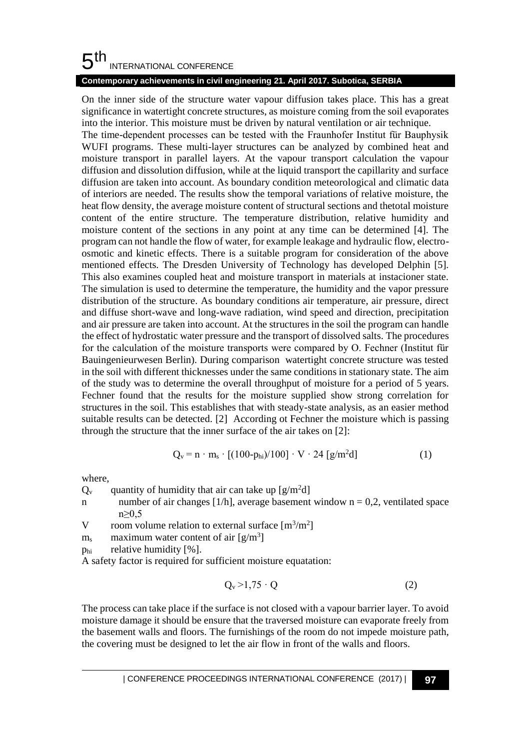On the inner side of the structure water vapour diffusion takes place. This has a great significance in watertight concrete structures, as moisture coming from the soil evaporates into the interior. This moisture must be driven by natural ventilation or air technique.

The time-dependent processes can be tested with the Fraunhofer Institut für Bauphysik WUFI programs. These multi-layer structures can be analyzed by combined heat and moisture transport in parallel layers. At the vapour transport calculation the vapour diffusion and dissolution diffusion, while at the liquid transport the capillarity and surface diffusion are taken into account. As boundary condition meteorological and climatic data of interiors are needed. The results show the temporal variations of relative moisture, the heat flow density, the average moisture content of structural sections and thetotal moisture content of the entire structure. The temperature distribution, relative humidity and moisture content of the sections in any point at any time can be determined [4]. The program can not handle the flow of water, for example leakage and hydraulic flow, electro-osmotic and kinetic effects. There is a suitable program for consideration of the above mentioned effects. The Dresden University of Technology has developed Delphin [5]. This also examines coupled heat and moisture transport in materials at instacioner state. The simulation is used to determine the temperature, the humidity and the vapor pressure distribution of the structure. As boundary conditions air temperature, air pressure, direct and diffuse short-wave and long-wave radiation, wind speed and direction, precipitation and air pressure are taken into account. At the structures in the soil the program can handle the effect of hydrostatic water pressure and the transport of dissolved salts. The procedures for the calculation of the moisture transports were compared by O. Fechner (Institut für Bauingenieurwesen Berlin). During comparison watertight concrete structure was tested in the soil with different thicknesses under the same conditions in stationary state. The aim of the study was to determine the overall throughput of moisture for a period of 5 years. Fechner found that the results for the moisture supplied show strong correlation for structures in the soil. This establishes that with steady-state analysis, as an easier method suitable results can be detected. [2] According ot Fechner the moisture which is passing through the structure that the inner surface of the air takes on [2]:

$$Q_v = n \cdot m_s \cdot [(100-p_{hi})/100] \cdot V \cdot 24 \; [g/m^2d] \qquad (1)$$

where,

- $Q_v$ quantity of humidity that air can take up $[g/m^2d]$
- $n$ number of air changes [1/h], average basement window $n = 0{,}2$, ventilated space $n \geq 0{,}5$
- $V$ room volume relation to external surface $[m^3/m^2]$
- $m_s$ maximum water content of air $[g/m^3]$
- $p_{hi}$ relative humidity [%].

A safety factor is required for sufficient moisture equatation:

$$Q_v > 1{,}75 \cdot Q \qquad (2)$$

The process can take place if the surface is not closed with a vapour barrier layer. To avoid moisture damage it should be ensure that the traversed moisture can evaporate freely from the basement walls and floors. The furnishings of the room do not impede moisture path, the covering must be designed to let the air flow in front of the walls and floors.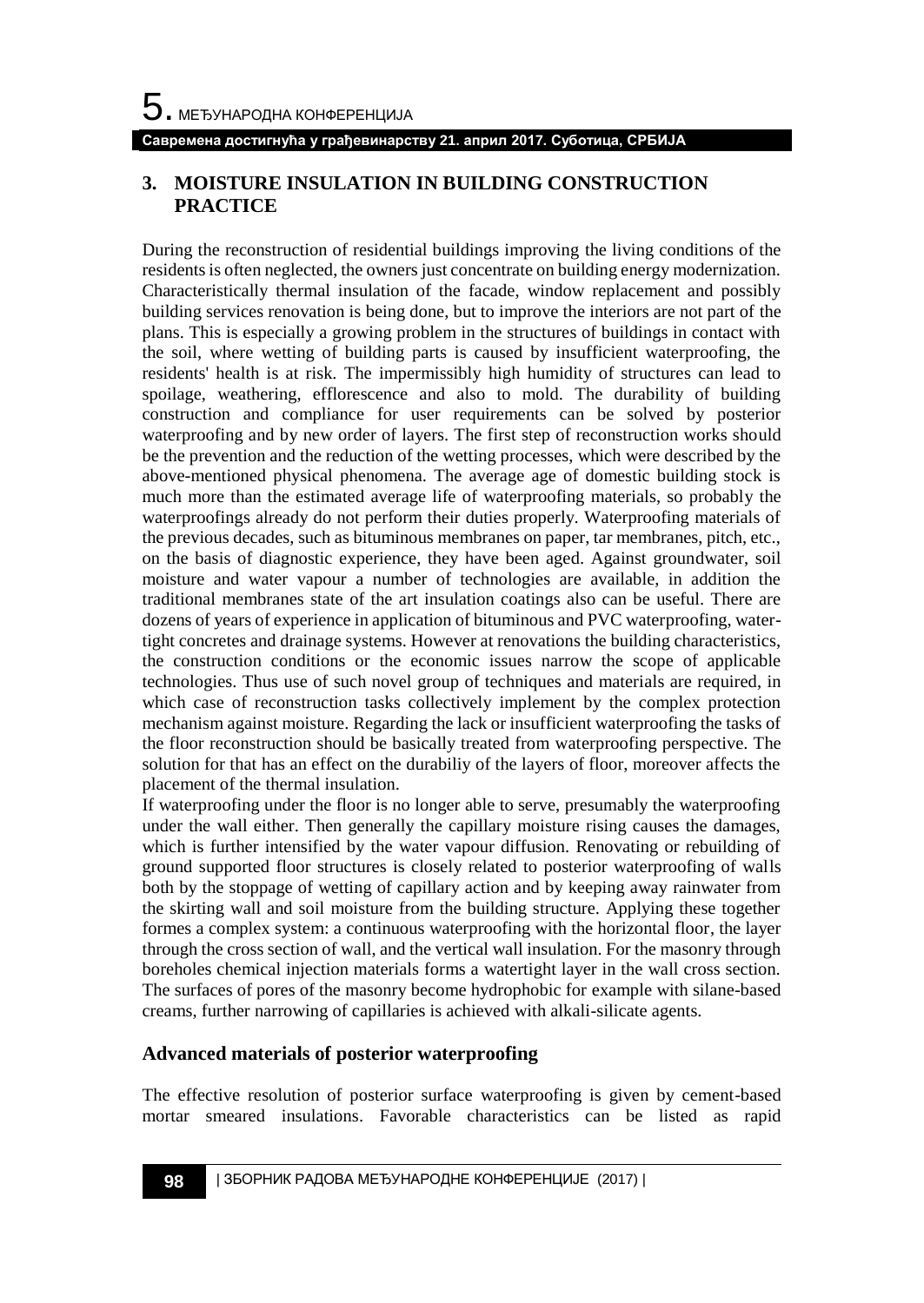## 3. MOISTURE INSULATION IN BUILDING CONSTRUCTION PRACTICE

During the reconstruction of residential buildings improving the living conditions of the residents is often neglected, the owners just concentrate on building energy modernization. Characteristically thermal insulation of the facade, window replacement and possibly building services renovation is being done, but to improve the interiors are not part of the plans. This is especially a growing problem in the structures of buildings in contact with the soil, where wetting of building parts is caused by insufficient waterproofing, the residents' health is at risk. The impermissibly high humidity of structures can lead to spoilage, weathering, efflorescence and also to mold. The durability of building construction and compliance for user requirements can be solved by posterior waterproofing and by new order of layers. The first step of reconstruction works should be the prevention and the reduction of the wetting processes, which were described by the above-mentioned physical phenomena. The average age of domestic building stock is much more than the estimated average life of waterproofing materials, so probably the waterproofings already do not perform their duties properly. Waterproofing materials of the previous decades, such as bituminous membranes on paper, tar membranes, pitch, etc., on the basis of diagnostic experience, they have been aged. Against groundwater, soil moisture and water vapour a number of technologies are available, in addition the traditional membranes state of the art insulation coatings also can be useful. There are dozens of years of experience in application of bituminous and PVC waterproofing, water-tight concretes and drainage systems. However at renovations the building characteristics, the construction conditions or the economic issues narrow the scope of applicable technologies. Thus use of such novel group of techniques and materials are required, in which case of reconstruction tasks collectively implement by the complex protection mechanism against moisture. Regarding the lack or insufficient waterproofing the tasks of the floor reconstruction should be basically treated from waterproofing perspective. The solution for that has an effect on the durabiliy of the layers of floor, moreover affects the placement of the thermal insulation.

If waterproofing under the floor is no longer able to serve, presumably the waterproofing under the wall either. Then generally the capillary moisture rising causes the damages, which is further intensified by the water vapour diffusion. Renovating or rebuilding of ground supported floor structures is closely related to posterior waterproofing of walls both by the stoppage of wetting of capillary action and by keeping away rainwater from the skirting wall and soil moisture from the building structure. Applying these together formes a complex system: a continuous waterproofing with the horizontal floor, the layer through the cross section of wall, and the vertical wall insulation. For the masonry through boreholes chemical injection materials forms a watertight layer in the wall cross section. The surfaces of pores of the masonry become hydrophobic for example with silane-based creams, further narrowing of capillaries is achieved with alkali-silicate agents.

### Advanced materials of posterior waterproofing

The effective resolution of posterior surface waterproofing is given by cement-based mortar smeared insulations. Favorable characteristics can be listed as rapid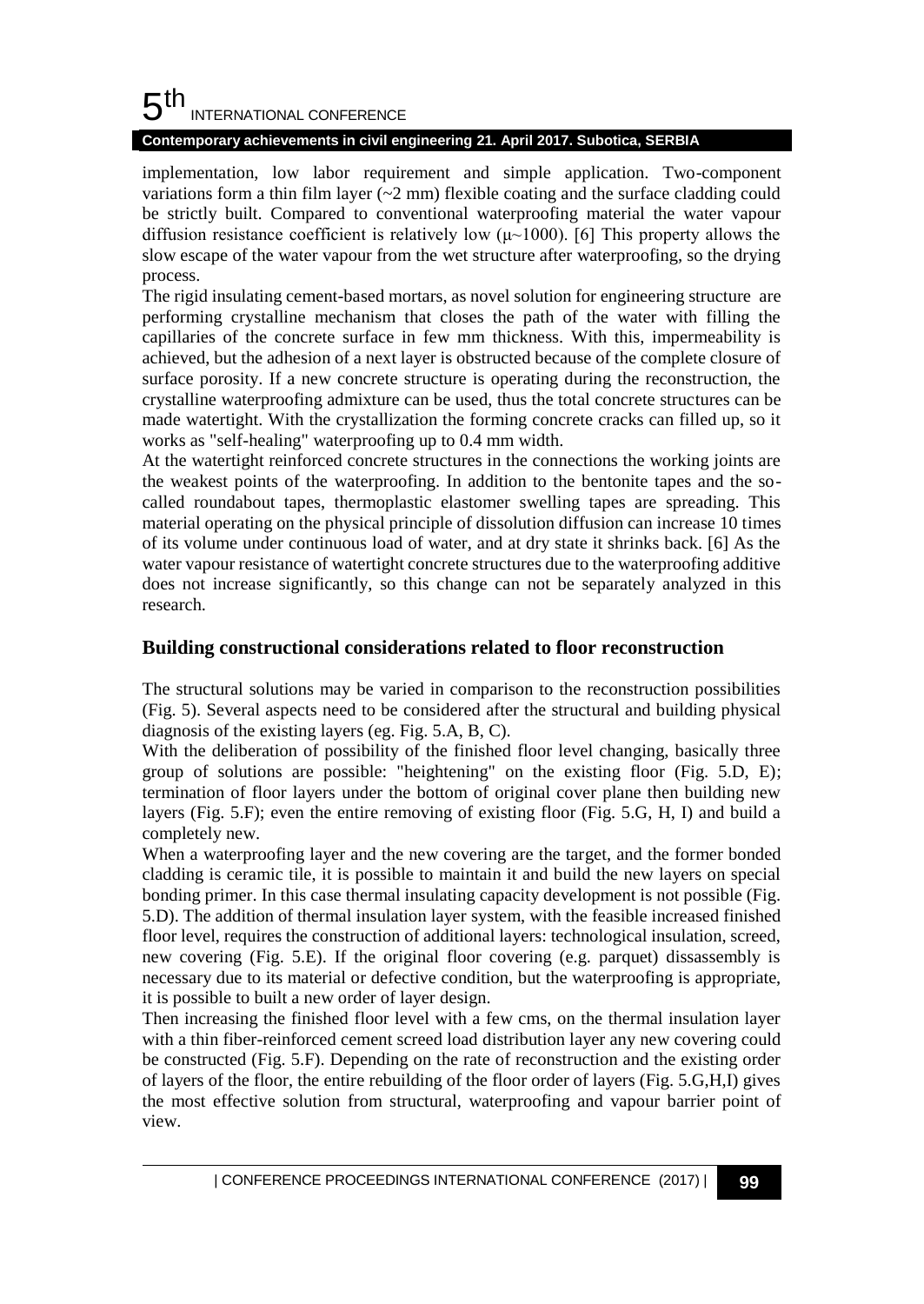implementation, low labor requirement and simple application. Two-component variations form a thin film layer (~2 mm) flexible coating and the surface cladding could be strictly built. Compared to conventional waterproofing material the water vapour diffusion resistance coefficient is relatively low ($\mu$~1000). [6] This property allows the slow escape of the water vapour from the wet structure after waterproofing, so the drying process.

The rigid insulating cement-based mortars, as novel solution for engineering structure are performing crystalline mechanism that closes the path of the water with filling the capillaries of the concrete surface in few mm thickness. With this, impermeability is achieved, but the adhesion of a next layer is obstructed because of the complete closure of surface porosity. If a new concrete structure is operating during the reconstruction, the crystalline waterproofing admixture can be used, thus the total concrete structures can be made watertight. With the crystallization the forming concrete cracks can filled up, so it works as "self-healing" waterproofing up to 0.4 mm width.

At the watertight reinforced concrete structures in the connections the working joints are the weakest points of the waterproofing. In addition to the bentonite tapes and the so-called roundabout tapes, thermoplastic elastomer swelling tapes are spreading. This material operating on the physical principle of dissolution diffusion can increase 10 times of its volume under continuous load of water, and at dry state it shrinks back. [6] As the water vapour resistance of watertight concrete structures due to the waterproofing additive does not increase significantly, so this change can not be separately analyzed in this research.

## Building constructional considerations related to floor reconstruction

The structural solutions may be varied in comparison to the reconstruction possibilities (Fig. 5). Several aspects need to be considered after the structural and building physical diagnosis of the existing layers (eg. Fig. 5.A, B, C).

With the deliberation of possibility of the finished floor level changing, basically three group of solutions are possible: "heightening" on the existing floor (Fig. 5.D, E); termination of floor layers under the bottom of original cover plane then building new layers (Fig. 5.F); even the entire removing of existing floor (Fig. 5.G, H, I) and build a completely new.

When a waterproofing layer and the new covering are the target, and the former bonded cladding is ceramic tile, it is possible to maintain it and build the new layers on special bonding primer. In this case thermal insulating capacity development is not possible (Fig. 5.D). The addition of thermal insulation layer system, with the feasible increased finished floor level, requires the construction of additional layers: technological insulation, screed, new covering (Fig. 5.E). If the original floor covering (e.g. parquet) dissassembly is necessary due to its material or defective condition, but the waterproofing is appropriate, it is possible to built a new order of layer design.

Then increasing the finished floor level with a few cms, on the thermal insulation layer with a thin fiber-reinforced cement screed load distribution layer any new covering could be constructed (Fig. 5.F). Depending on the rate of reconstruction and the existing order of layers of the floor, the entire rebuilding of the floor order of layers (Fig. 5.G,H,I) gives the most effective solution from structural, waterproofing and vapour barrier point of view.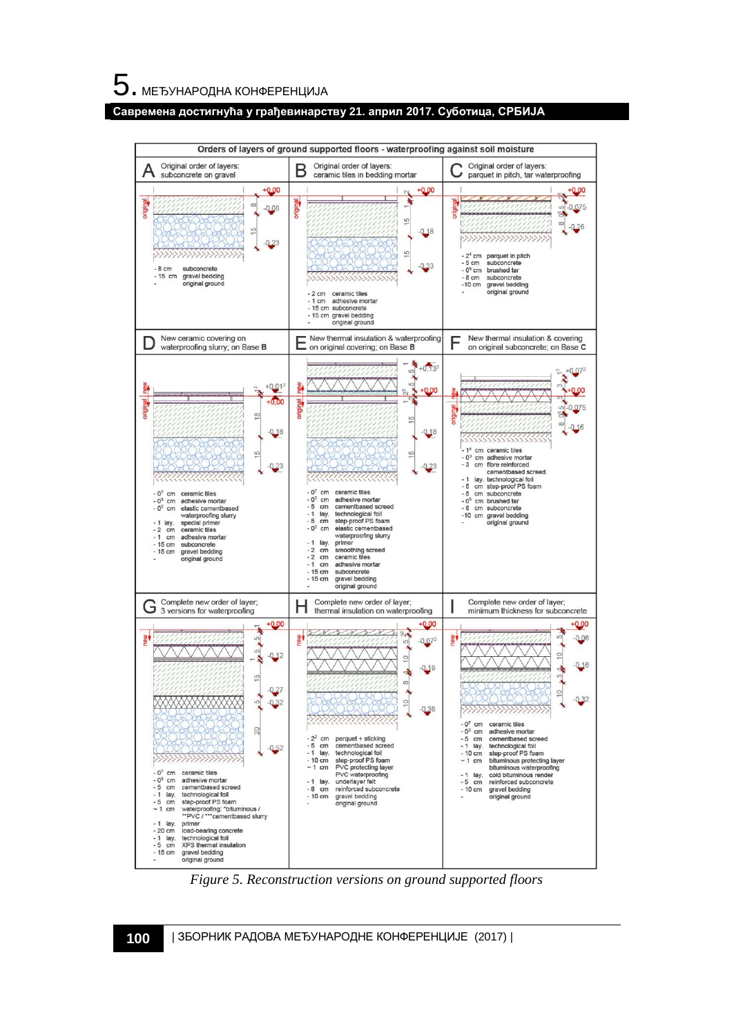Orders of layers of ground supported floors - waterproofing against soil moisture

**A** Original order of layers: subconcrete on gravel

- 8 cm subconcrete
- 15 cm gravel bedding
- original ground

**B** Original order of layers: ceramic tiles in bedding mortar

- 2 cm ceramic tiles
- 1 cm adhesive mortar
- 15 cm subconcrete
- 15 cm gravel bedding
- original ground

**C** Original order of layers: parquet in pitch, tar waterproofing

- 2⁴ cm parquet in pitch
- 5 cm subconcrete
- 0⁵ cm brushed tar
- 8 cm subconcrete
- 10 cm gravel bedding
- original ground

**D** New ceramic covering on waterproofing slurry; on Base B

- 0⁷ cm ceramic tiles
- 0³ cm adhesive mortar
- 0² cm elastic cementbased waterproofing slurry
- 1 lay. special primer
- 2 cm ceramic tiles
- 1 cm adhesive mortar
- 15 cm subconcrete
- 15 cm gravel bedding
- original ground

**E** New thermal insulation & waterproofing on original covering; on Base B

- 0⁷ cm ceramic tiles
- 0³ cm adhesive mortar
- 5 cm cementbased screed
- 1 lay. technological foil
- 5 cm step-proof PS foam
- 0² cm elastic cementbased waterproofing slurry
- 1 lay. primer
- 2 cm smoothing screed
- 2 cm ceramic tiles
- 1 cm adhesive mortar
- 15 cm subconcrete
- 15 cm gravel bedding
- original ground

**F** New thermal insulation & covering on original subconcrete; on Base C

- 1⁴ cm ceramic tiles
- 0³ cm adhesive mortar
- 3 cm fibre reinforced cementbased screed
- 1 lay. technological foil
- 5 cm step-proof PS foam
- 5 cm subconcrete
- 0⁵ cm brushed tar
- 8 cm subconcrete
- 10 cm gravel bedding
- original ground

**G** Complete new order of layer; 3 versions for waterproofing

- 0⁷ cm ceramic tiles
- 0³ cm adhesive mortar
- 5 cm cementbased screed
- 1 lay. technological foil
- 5 cm step-proof PS foam
- ~1 cm waterproofing: *bituminous / **PVC / ***cementbased slurry
- 1 lay. primer
- 20 cm load-bearing concrete
- 1 lay. technological foil
- 5 cm XPS thermal insulation
- 15 cm gravel bedding
- original ground

**H** Complete new order of layer; thermal insulation on waterproofing

- 2² cm perquet + sticking
- 5 cm cementbased screed
- 1 lay. technological foil
- 10 cm step-proof PS foam
- ~1 cm PVC protecting layer PVC waterproofing
- 1 lay. underlayer felt
- 8 cm reinforced subconcrete
- 10 cm gravel bedding
- original ground

**I** Complete new order of layer; minimum thickness for subconcrete

- 0⁷ cm ceramic tiles
- 0³ cm adhesive mortar
- 5 cm cementbased screed
- 1 lay. technological foil
- 10 cm step-proof PS foam
- ~1 cm bituminous protecting layer bituminous waterproofing
- 1 lay. cold bituminous render
- 5 cm reinforced subconcrete
- 10 cm gravel bedding
- original ground

*Figure 5. Reconstruction versions on ground supported floors*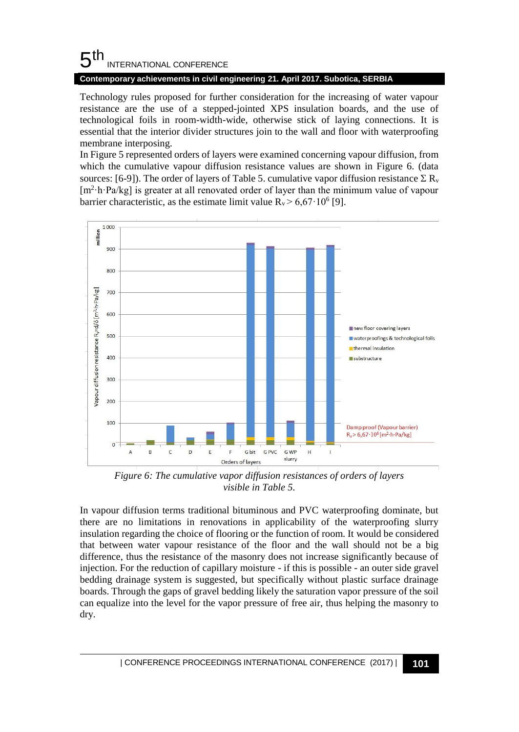Technology rules proposed for further consideration for the increasing of water vapour resistance are the use of a stepped-jointed XPS insulation boards, and the use of technological foils in room-width-wide, otherwise stick of laying connections. It is essential that the interior divider structures join to the wall and floor with waterproofing membrane interposing.

In Figure 5 represented orders of layers were examined concerning vapour diffusion, from which the cumulative vapour diffusion resistance values are shown in Figure 6. (data sources: [6-9]). The order of layers of Table 5. cumulative vapor diffusion resistance $\Sigma R_v$ [$m^2 \cdot h \cdot Pa/kg$] is greater at all renovated order of layer than the minimum value of vapour barrier characteristic, as the estimate limit value $R_v > 6{,}67 \cdot 10^6$ [9].

*Figure 6: The cumulative vapor diffusion resistances of orders of layers visible in Table 5.*

In vapour diffusion terms traditional bituminous and PVC waterproofing dominate, but there are no limitations in renovations in applicability of the waterproofing slurry insulation regarding the choice of flooring or the function of room. It would be considered that between water vapour resistance of the floor and the wall should not be a big difference, thus the resistance of the masonry does not increase significantly because of injection. For the reduction of capillary moisture - if this is possible - an outer side gravel bedding drainage system is suggested, but specifically without plastic surface drainage boards. Through the gaps of gravel bedding likely the saturation vapor pressure of the soil can equalize into the level for the vapor pressure of free air, thus helping the masonry to dry.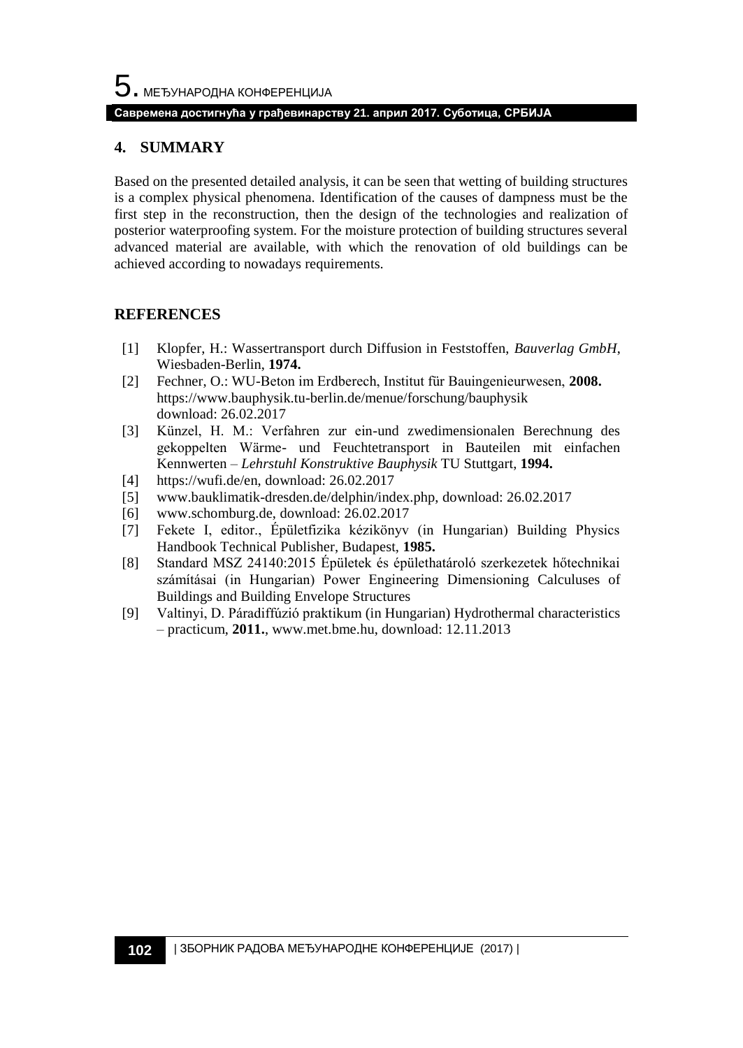## 4. SUMMARY

Based on the presented detailed analysis, it can be seen that wetting of building structures is a complex physical phenomena. Identification of the causes of dampness must be the first step in the reconstruction, then the design of the technologies and realization of posterior waterproofing system. For the moisture protection of building structures several advanced material are available, with which the renovation of old buildings can be achieved according to nowadays requirements.

## REFERENCES

[1] Klopfer, H.: Wassertransport durch Diffusion in Feststoffen, *Bauverlag GmbH*, Wiesbaden-Berlin, **1974.**

[2] Fechner, O.: WU-Beton im Erdberech, Institut für Bauingenieurwesen, **2008.** https://www.bauphysik.tu-berlin.de/menue/forschung/bauphysik download: 26.02.2017

[3] Künzel, H. M.: Verfahren zur ein-und zwedimensionalen Berechnung des gekoppelten Wärme- und Feuchtetransport in Bauteilen mit einfachen Kennwerten – *Lehrstuhl Konstruktive Bauphysik* TU Stuttgart, **1994.**

[4] https://wufi.de/en, download: 26.02.2017

[5] www.bauklimatik-dresden.de/delphin/index.php, download: 26.02.2017

[6] www.schomburg.de, download: 26.02.2017

[7] Fekete I, editor., Épületfizika kézikönyv (in Hungarian) Building Physics Handbook Technical Publisher, Budapest, **1985.**

[8] Standard MSZ 24140:2015 Épületek és épülethatároló szerkezetek hőtechnikai számításai (in Hungarian) Power Engineering Dimensioning Calculuses of Buildings and Building Envelope Structures

[9] Valtinyi, D. Páradiffúzió praktikum (in Hungarian) Hydrothermal characteristics – practicum, **2011.**, www.met.bme.hu, download: 12.11.2013